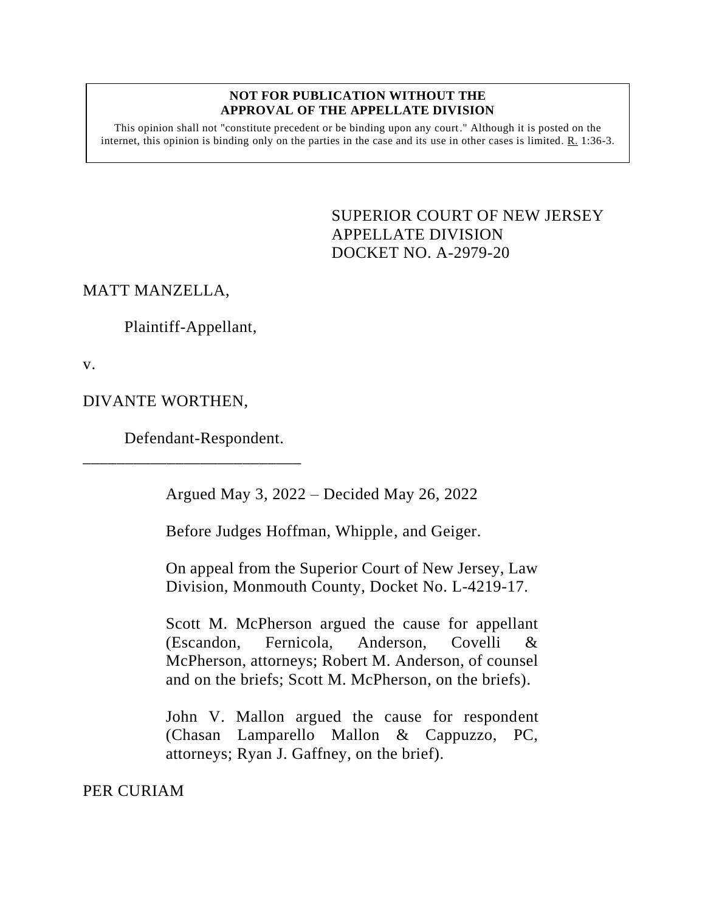**NOT FOR PUBLICATION WITHOUT THE APPROVAL OF THE APPELLATE DIVISION**

This opinion shall not "constitute precedent or be binding upon any court." Although it is posted on the internet, this opinion is binding only on the parties in the case and its use in other cases is limited. R. 1:36-3.

SUPERIOR COURT OF NEW JERSEY
APPELLATE DIVISION
DOCKET NO. A-2979-20

MATT MANZELLA,

Plaintiff-Appellant,

v.

DIVANTE WORTHEN,

Defendant-Respondent.

\_\_\_\_\_\_\_\_\_\_\_\_\_\_\_\_\_\_\_\_\_\_\_\_\_\_\_

Argued May 3, 2022 – Decided May 26, 2022

Before Judges Hoffman, Whipple, and Geiger.

On appeal from the Superior Court of New Jersey, Law Division, Monmouth County, Docket No. L-4219-17.

Scott M. McPherson argued the cause for appellant (Escandon, Fernicola, Anderson, Covelli & McPherson, attorneys; Robert M. Anderson, of counsel and on the briefs; Scott M. McPherson, on the briefs).

John V. Mallon argued the cause for respondent (Chasan Lamparello Mallon & Cappuzzo, PC, attorneys; Ryan J. Gaffney, on the brief).

PER CURIAM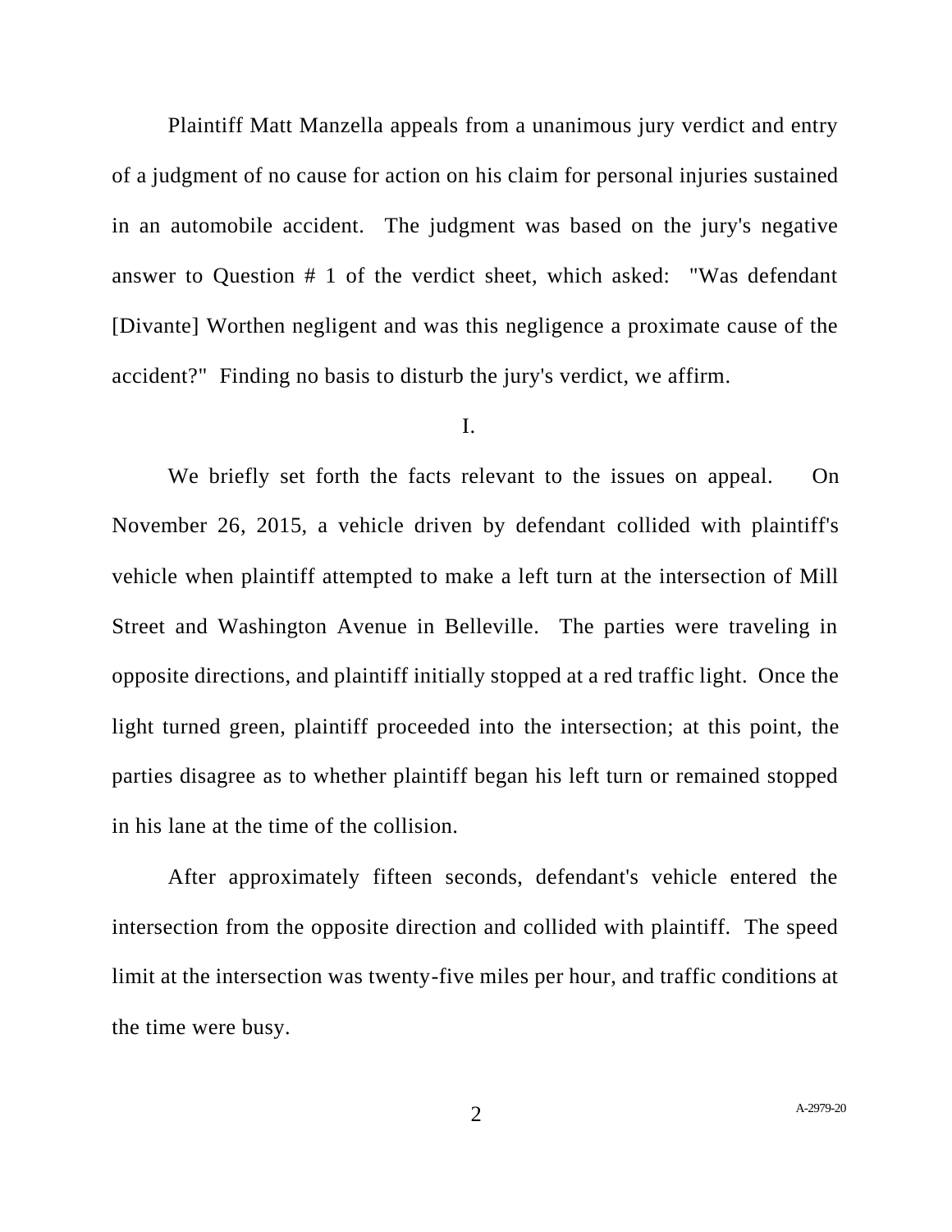Plaintiff Matt Manzella appeals from a unanimous jury verdict and entry of a judgment of no cause for action on his claim for personal injuries sustained in an automobile accident. The judgment was based on the jury's negative answer to Question # 1 of the verdict sheet, which asked: "Was defendant [Divante] Worthen negligent and was this negligence a proximate cause of the accident?" Finding no basis to disturb the jury's verdict, we affirm.

I.

We briefly set forth the facts relevant to the issues on appeal. On November 26, 2015, a vehicle driven by defendant collided with plaintiff's vehicle when plaintiff attempted to make a left turn at the intersection of Mill Street and Washington Avenue in Belleville. The parties were traveling in opposite directions, and plaintiff initially stopped at a red traffic light. Once the light turned green, plaintiff proceeded into the intersection; at this point, the parties disagree as to whether plaintiff began his left turn or remained stopped in his lane at the time of the collision.

After approximately fifteen seconds, defendant's vehicle entered the intersection from the opposite direction and collided with plaintiff. The speed limit at the intersection was twenty-five miles per hour, and traffic conditions at the time were busy.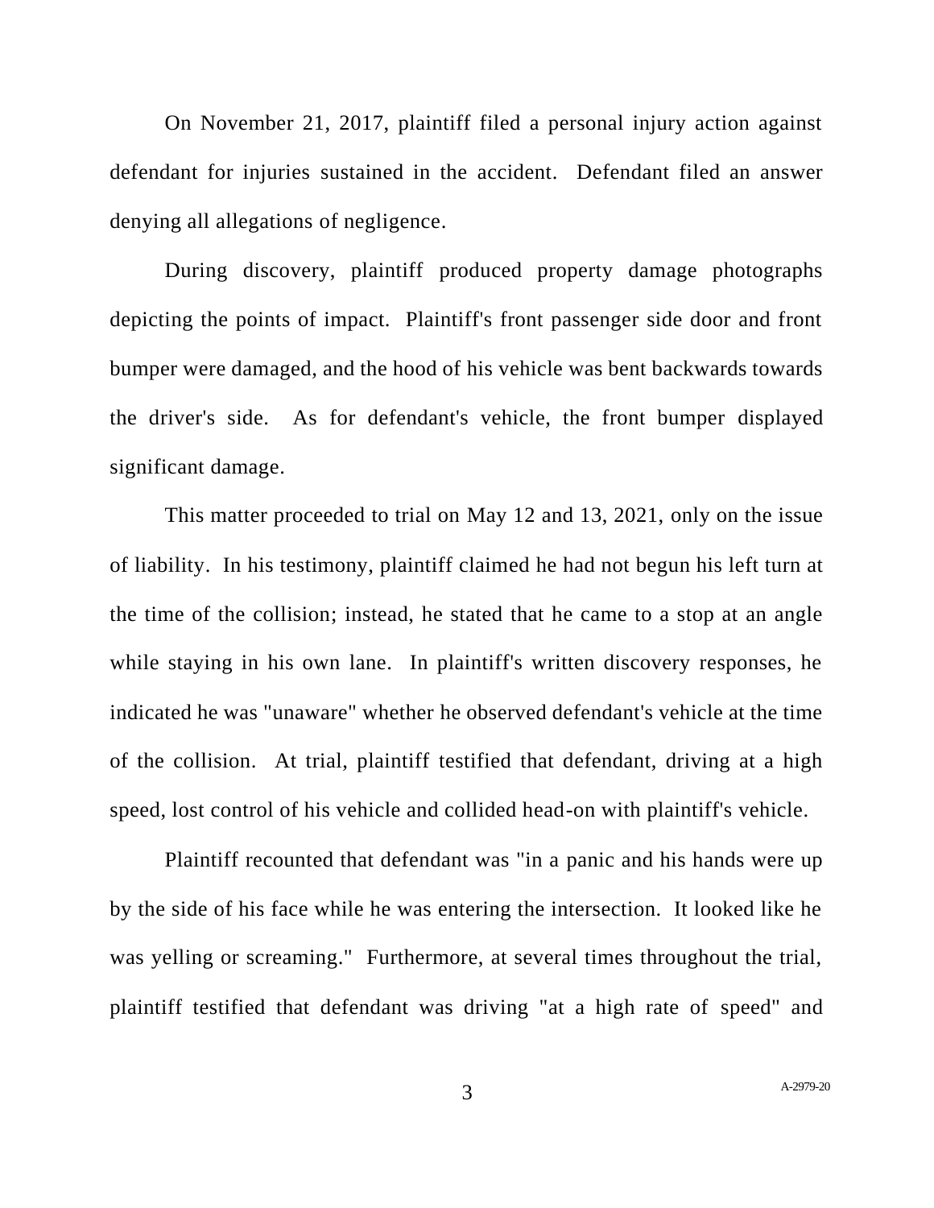On November 21, 2017, plaintiff filed a personal injury action against defendant for injuries sustained in the accident. Defendant filed an answer denying all allegations of negligence.

During discovery, plaintiff produced property damage photographs depicting the points of impact. Plaintiff's front passenger side door and front bumper were damaged, and the hood of his vehicle was bent backwards towards the driver's side. As for defendant's vehicle, the front bumper displayed significant damage.

This matter proceeded to trial on May 12 and 13, 2021, only on the issue of liability. In his testimony, plaintiff claimed he had not begun his left turn at the time of the collision; instead, he stated that he came to a stop at an angle while staying in his own lane. In plaintiff's written discovery responses, he indicated he was "unaware" whether he observed defendant's vehicle at the time of the collision. At trial, plaintiff testified that defendant, driving at a high speed, lost control of his vehicle and collided head-on with plaintiff's vehicle.

Plaintiff recounted that defendant was "in a panic and his hands were up by the side of his face while he was entering the intersection. It looked like he was yelling or screaming." Furthermore, at several times throughout the trial, plaintiff testified that defendant was driving "at a high rate of speed" and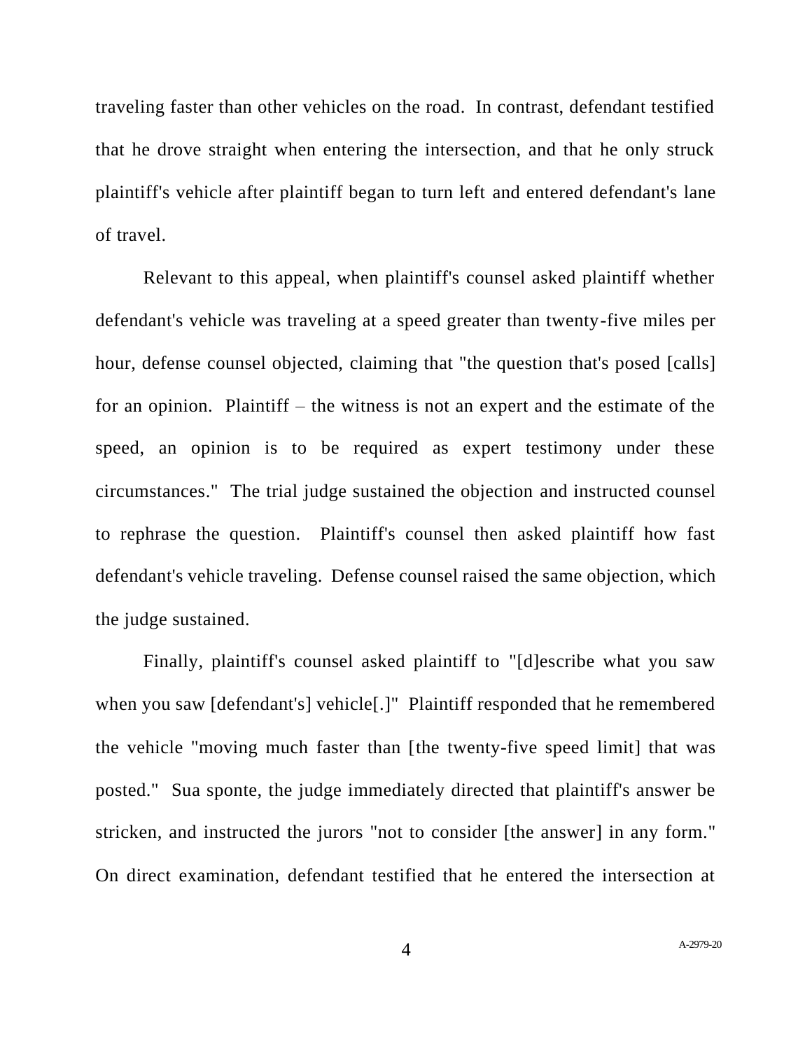traveling faster than other vehicles on the road. In contrast, defendant testified that he drove straight when entering the intersection, and that he only struck plaintiff's vehicle after plaintiff began to turn left and entered defendant's lane of travel.

Relevant to this appeal, when plaintiff's counsel asked plaintiff whether defendant's vehicle was traveling at a speed greater than twenty-five miles per hour, defense counsel objected, claiming that "the question that's posed [calls] for an opinion. Plaintiff – the witness is not an expert and the estimate of the speed, an opinion is to be required as expert testimony under these circumstances." The trial judge sustained the objection and instructed counsel to rephrase the question. Plaintiff's counsel then asked plaintiff how fast defendant's vehicle traveling. Defense counsel raised the same objection, which the judge sustained.

Finally, plaintiff's counsel asked plaintiff to "[d]escribe what you saw when you saw [defendant's] vehicle[.]" Plaintiff responded that he remembered the vehicle "moving much faster than [the twenty-five speed limit] that was posted." Sua sponte, the judge immediately directed that plaintiff's answer be stricken, and instructed the jurors "not to consider [the answer] in any form." On direct examination, defendant testified that he entered the intersection at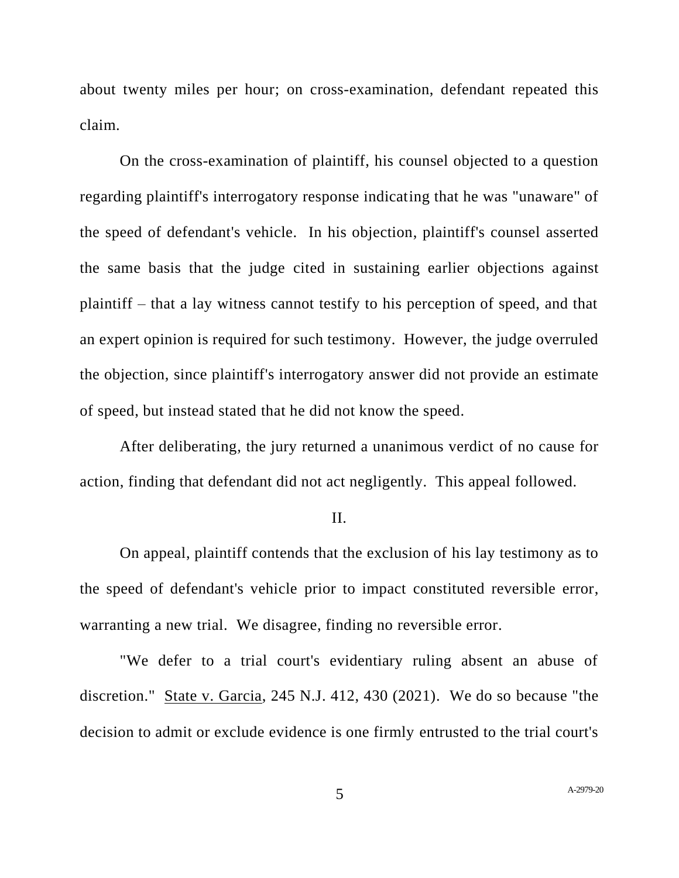about twenty miles per hour; on cross-examination, defendant repeated this claim.

On the cross-examination of plaintiff, his counsel objected to a question regarding plaintiff's interrogatory response indicating that he was "unaware" of the speed of defendant's vehicle. In his objection, plaintiff's counsel asserted the same basis that the judge cited in sustaining earlier objections against plaintiff – that a lay witness cannot testify to his perception of speed, and that an expert opinion is required for such testimony. However, the judge overruled the objection, since plaintiff's interrogatory answer did not provide an estimate of speed, but instead stated that he did not know the speed.

After deliberating, the jury returned a unanimous verdict of no cause for action, finding that defendant did not act negligently. This appeal followed.

## II.

On appeal, plaintiff contends that the exclusion of his lay testimony as to the speed of defendant's vehicle prior to impact constituted reversible error, warranting a new trial. We disagree, finding no reversible error.

"We defer to a trial court's evidentiary ruling absent an abuse of discretion." State v. Garcia, 245 N.J. 412, 430 (2021). We do so because "the decision to admit or exclude evidence is one firmly entrusted to the trial court's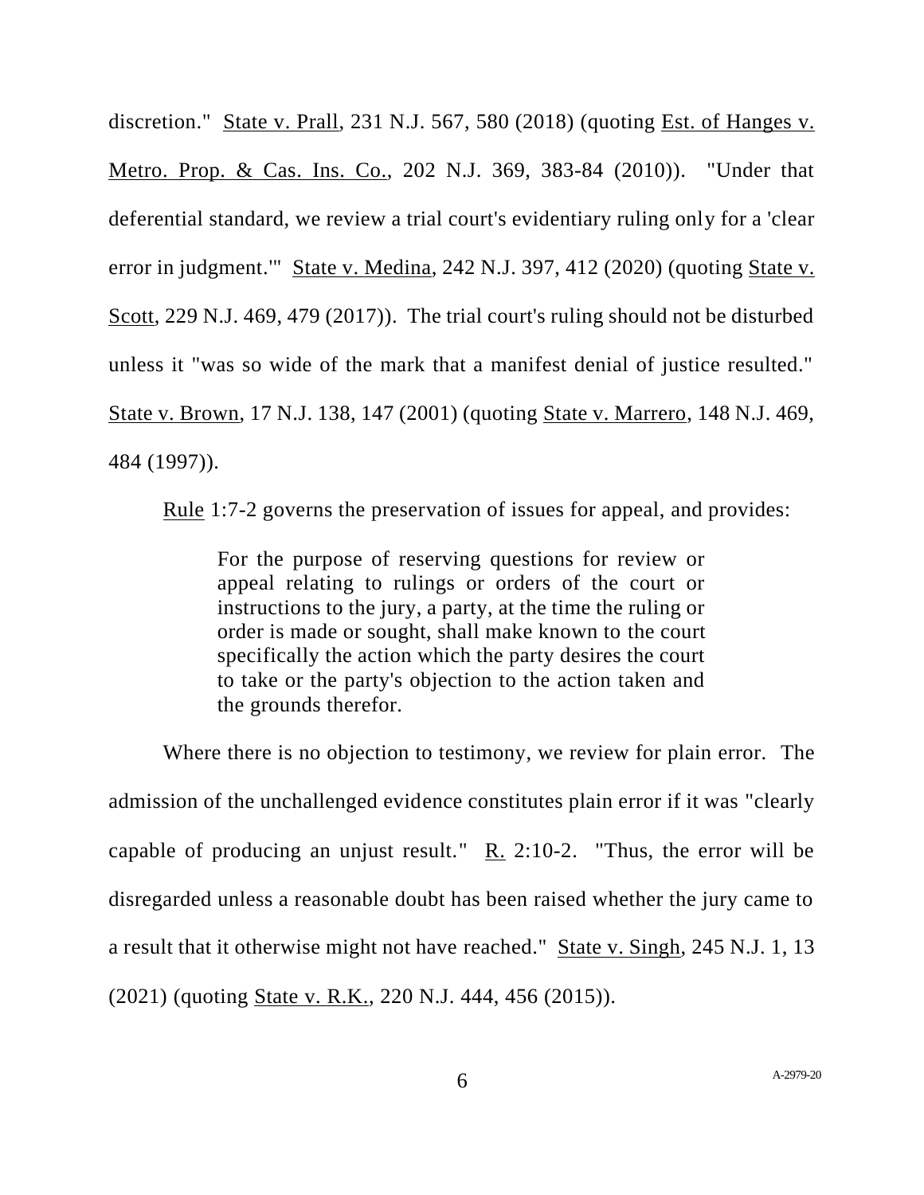discretion." State v. Prall, 231 N.J. 567, 580 (2018) (quoting Est. of Hanges v. Metro. Prop. & Cas. Ins. Co., 202 N.J. 369, 383-84 (2010)). "Under that deferential standard, we review a trial court's evidentiary ruling only for a 'clear error in judgment.'" State v. Medina, 242 N.J. 397, 412 (2020) (quoting State v. Scott, 229 N.J. 469, 479 (2017)). The trial court's ruling should not be disturbed unless it "was so wide of the mark that a manifest denial of justice resulted." State v. Brown, 17 N.J. 138, 147 (2001) (quoting State v. Marrero, 148 N.J. 469, 484 (1997)).

Rule 1:7-2 governs the preservation of issues for appeal, and provides:

> For the purpose of reserving questions for review or appeal relating to rulings or orders of the court or instructions to the jury, a party, at the time the ruling or order is made or sought, shall make known to the court specifically the action which the party desires the court to take or the party's objection to the action taken and the grounds therefor.

Where there is no objection to testimony, we review for plain error. The admission of the unchallenged evidence constitutes plain error if it was "clearly capable of producing an unjust result." R. 2:10-2. "Thus, the error will be disregarded unless a reasonable doubt has been raised whether the jury came to a result that it otherwise might not have reached." State v. Singh, 245 N.J. 1, 13 (2021) (quoting State v. R.K., 220 N.J. 444, 456 (2015)).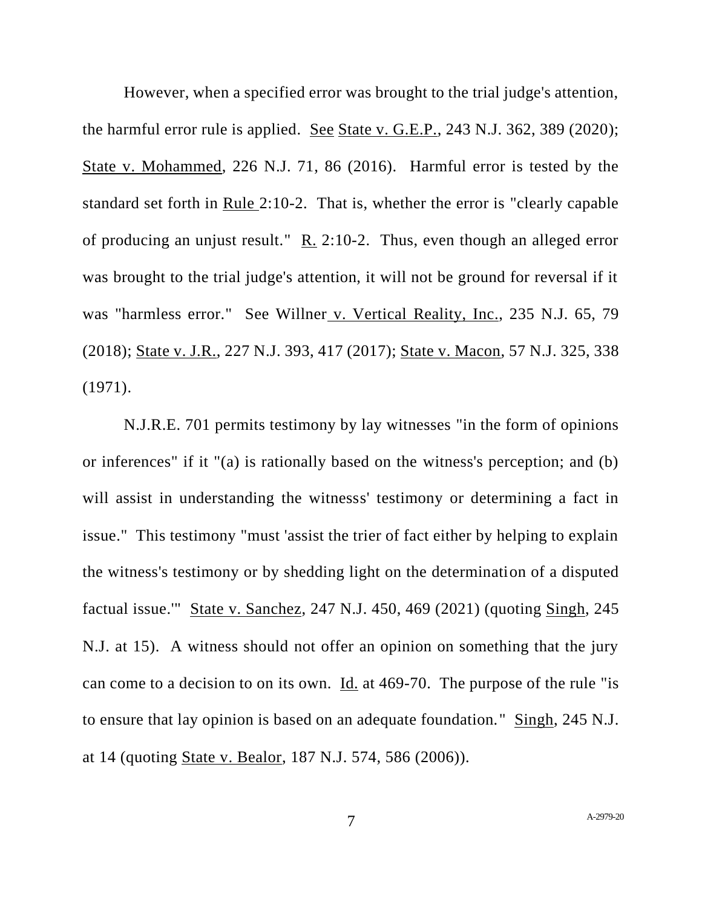However, when a specified error was brought to the trial judge's attention, the harmful error rule is applied. See State v. G.E.P., 243 N.J. 362, 389 (2020); State v. Mohammed, 226 N.J. 71, 86 (2016). Harmful error is tested by the standard set forth in Rule 2:10-2. That is, whether the error is "clearly capable of producing an unjust result." R. 2:10-2. Thus, even though an alleged error was brought to the trial judge's attention, it will not be ground for reversal if it was "harmless error." See Willner v. Vertical Reality, Inc., 235 N.J. 65, 79 (2018); State v. J.R., 227 N.J. 393, 417 (2017); State v. Macon, 57 N.J. 325, 338 (1971).

N.J.R.E. 701 permits testimony by lay witnesses "in the form of opinions or inferences" if it "(a) is rationally based on the witness's perception; and (b) will assist in understanding the witnesss' testimony or determining a fact in issue." This testimony "must 'assist the trier of fact either by helping to explain the witness's testimony or by shedding light on the determination of a disputed factual issue.'" State v. Sanchez, 247 N.J. 450, 469 (2021) (quoting Singh, 245 N.J. at 15). A witness should not offer an opinion on something that the jury can come to a decision to on its own. Id. at 469-70. The purpose of the rule "is to ensure that lay opinion is based on an adequate foundation." Singh, 245 N.J. at 14 (quoting State v. Bealor, 187 N.J. 574, 586 (2006)).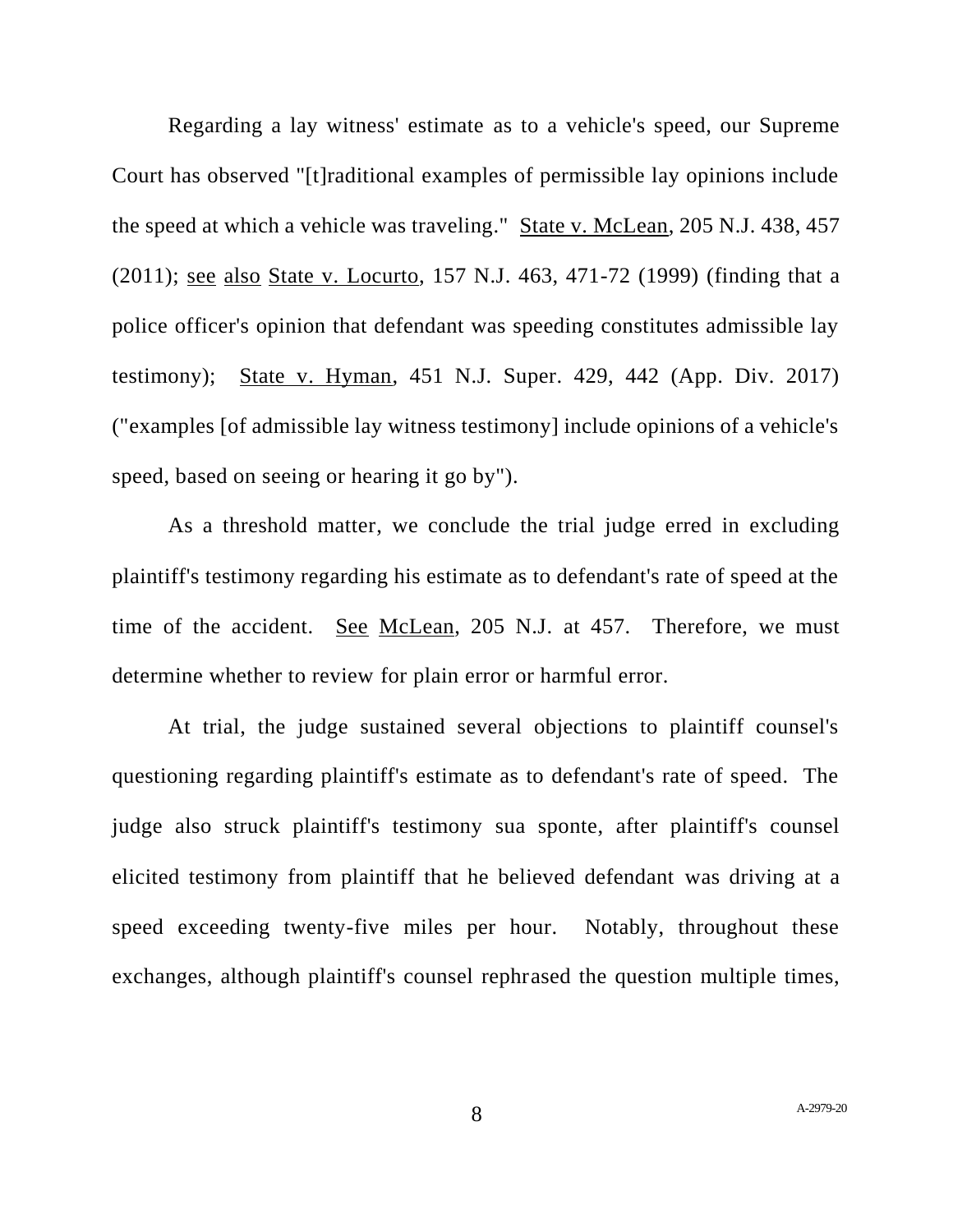Regarding a lay witness' estimate as to a vehicle's speed, our Supreme Court has observed "[t]raditional examples of permissible lay opinions include the speed at which a vehicle was traveling." State v. McLean, 205 N.J. 438, 457 (2011); see also State v. Locurto, 157 N.J. 463, 471-72 (1999) (finding that a police officer's opinion that defendant was speeding constitutes admissible lay testimony); State v. Hyman, 451 N.J. Super. 429, 442 (App. Div. 2017) ("examples [of admissible lay witness testimony] include opinions of a vehicle's speed, based on seeing or hearing it go by").

As a threshold matter, we conclude the trial judge erred in excluding plaintiff's testimony regarding his estimate as to defendant's rate of speed at the time of the accident. See McLean, 205 N.J. at 457. Therefore, we must determine whether to review for plain error or harmful error.

At trial, the judge sustained several objections to plaintiff counsel's questioning regarding plaintiff's estimate as to defendant's rate of speed. The judge also struck plaintiff's testimony sua sponte, after plaintiff's counsel elicited testimony from plaintiff that he believed defendant was driving at a speed exceeding twenty-five miles per hour. Notably, throughout these exchanges, although plaintiff's counsel rephrased the question multiple times,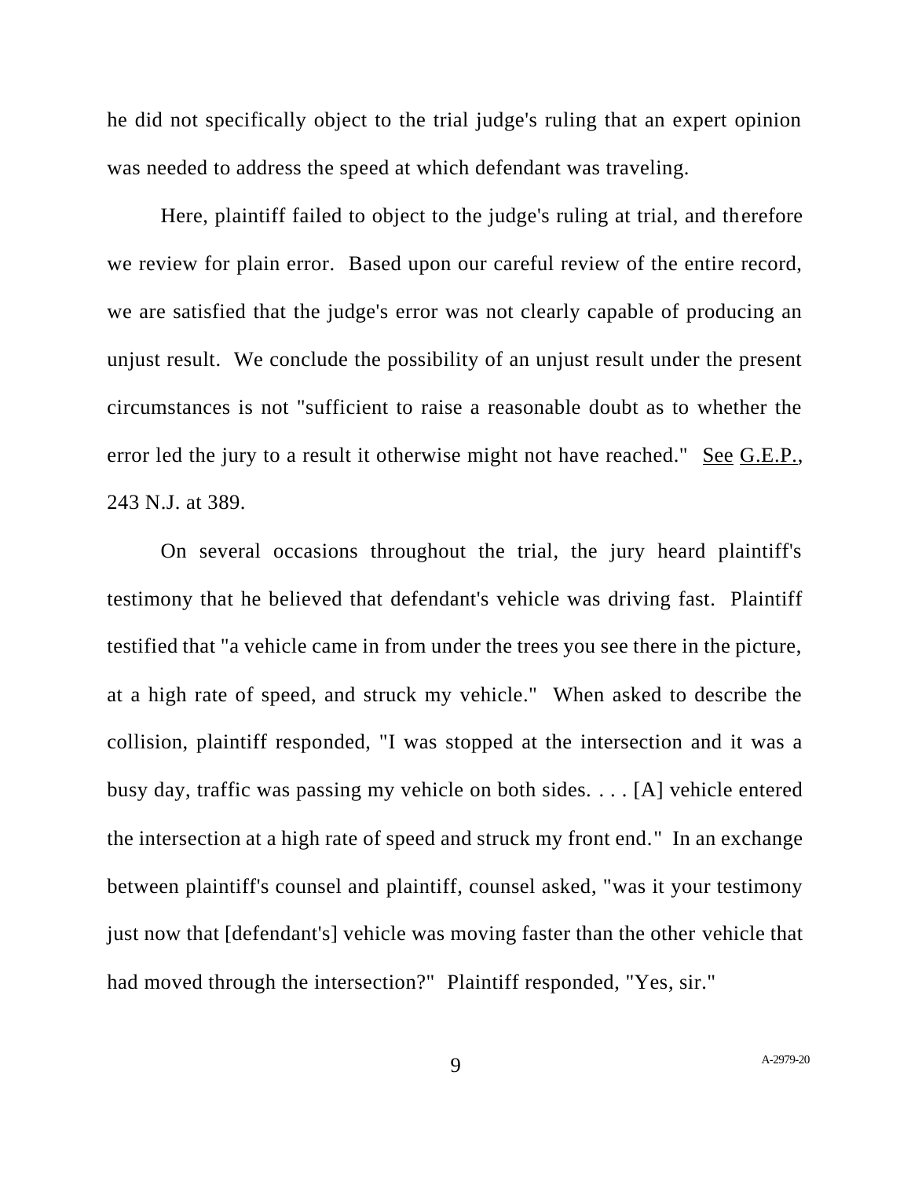he did not specifically object to the trial judge's ruling that an expert opinion was needed to address the speed at which defendant was traveling.

Here, plaintiff failed to object to the judge's ruling at trial, and therefore we review for plain error. Based upon our careful review of the entire record, we are satisfied that the judge's error was not clearly capable of producing an unjust result. We conclude the possibility of an unjust result under the present circumstances is not "sufficient to raise a reasonable doubt as to whether the error led the jury to a result it otherwise might not have reached." See G.E.P., 243 N.J. at 389.

On several occasions throughout the trial, the jury heard plaintiff's testimony that he believed that defendant's vehicle was driving fast. Plaintiff testified that "a vehicle came in from under the trees you see there in the picture, at a high rate of speed, and struck my vehicle." When asked to describe the collision, plaintiff responded, "I was stopped at the intersection and it was a busy day, traffic was passing my vehicle on both sides. . . . [A] vehicle entered the intersection at a high rate of speed and struck my front end." In an exchange between plaintiff's counsel and plaintiff, counsel asked, "was it your testimony just now that [defendant's] vehicle was moving faster than the other vehicle that had moved through the intersection?" Plaintiff responded, "Yes, sir."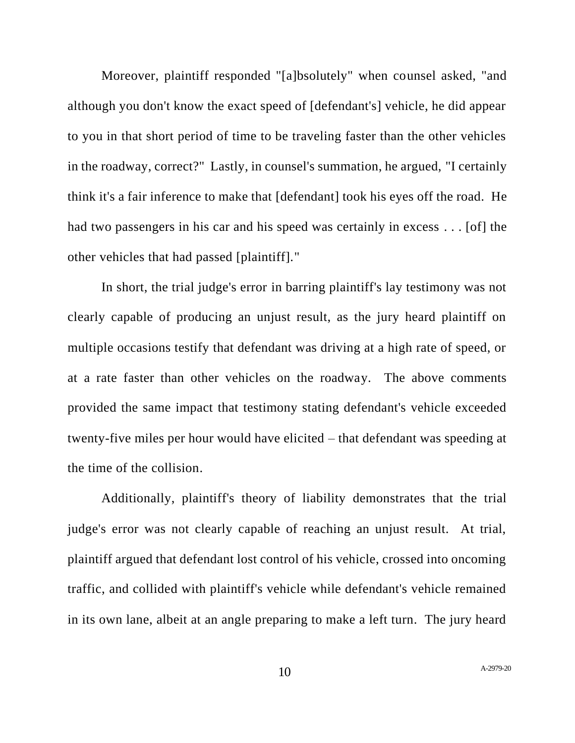Moreover, plaintiff responded "[a]bsolutely" when counsel asked, "and although you don't know the exact speed of [defendant's] vehicle, he did appear to you in that short period of time to be traveling faster than the other vehicles in the roadway, correct?" Lastly, in counsel's summation, he argued, "I certainly think it's a fair inference to make that [defendant] took his eyes off the road. He had two passengers in his car and his speed was certainly in excess . . . [of] the other vehicles that had passed [plaintiff]."

In short, the trial judge's error in barring plaintiff's lay testimony was not clearly capable of producing an unjust result, as the jury heard plaintiff on multiple occasions testify that defendant was driving at a high rate of speed, or at a rate faster than other vehicles on the roadway. The above comments provided the same impact that testimony stating defendant's vehicle exceeded twenty-five miles per hour would have elicited – that defendant was speeding at the time of the collision.

Additionally, plaintiff's theory of liability demonstrates that the trial judge's error was not clearly capable of reaching an unjust result. At trial, plaintiff argued that defendant lost control of his vehicle, crossed into oncoming traffic, and collided with plaintiff's vehicle while defendant's vehicle remained in its own lane, albeit at an angle preparing to make a left turn. The jury heard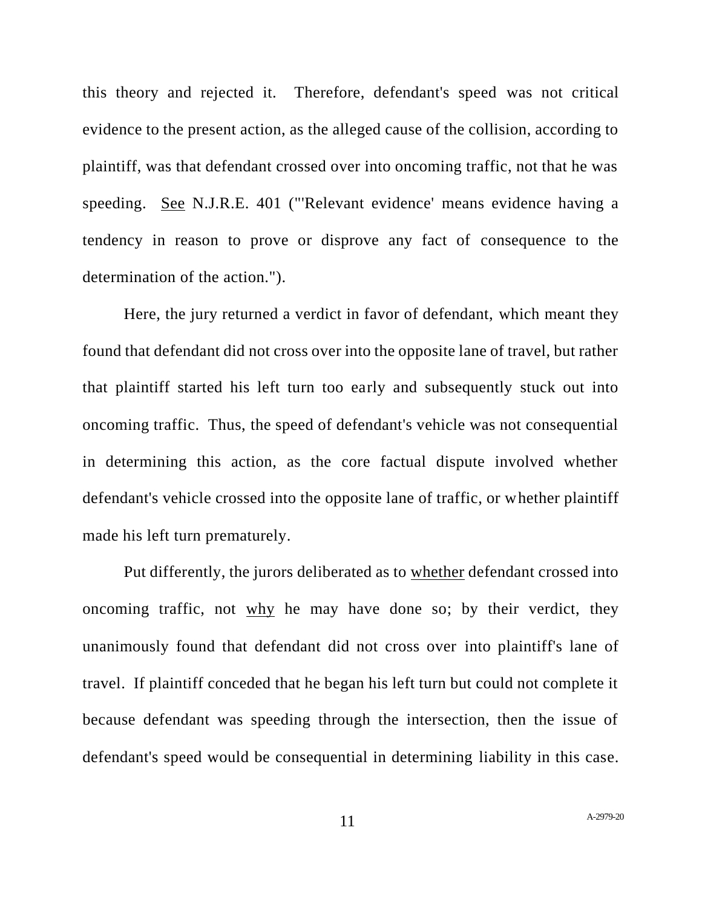this theory and rejected it. Therefore, defendant's speed was not critical evidence to the present action, as the alleged cause of the collision, according to plaintiff, was that defendant crossed over into oncoming traffic, not that he was speeding. See N.J.R.E. 401 ("'Relevant evidence' means evidence having a tendency in reason to prove or disprove any fact of consequence to the determination of the action.").

Here, the jury returned a verdict in favor of defendant, which meant they found that defendant did not cross over into the opposite lane of travel, but rather that plaintiff started his left turn too early and subsequently stuck out into oncoming traffic. Thus, the speed of defendant's vehicle was not consequential in determining this action, as the core factual dispute involved whether defendant's vehicle crossed into the opposite lane of traffic, or whether plaintiff made his left turn prematurely.

Put differently, the jurors deliberated as to whether defendant crossed into oncoming traffic, not why he may have done so; by their verdict, they unanimously found that defendant did not cross over into plaintiff's lane of travel. If plaintiff conceded that he began his left turn but could not complete it because defendant was speeding through the intersection, then the issue of defendant's speed would be consequential in determining liability in this case.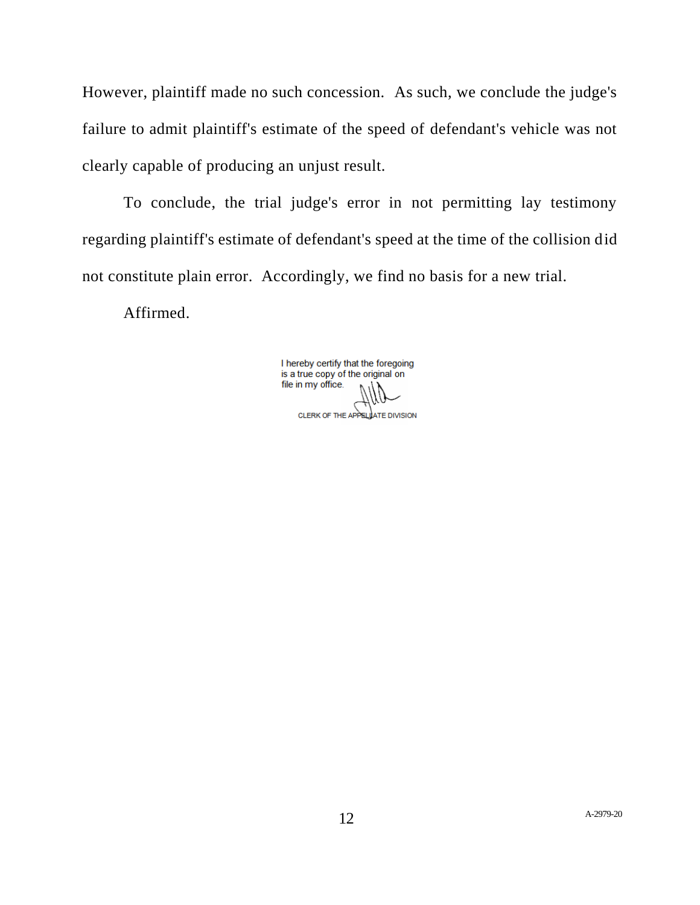However, plaintiff made no such concession. As such, we conclude the judge's failure to admit plaintiff's estimate of the speed of defendant's vehicle was not clearly capable of producing an unjust result.

To conclude, the trial judge's error in not permitting lay testimony regarding plaintiff's estimate of defendant's speed at the time of the collision did not constitute plain error. Accordingly, we find no basis for a new trial.

Affirmed.

I hereby certify that the foregoing is a true copy of the original on file in my office.

CLERK OF THE APPELLATE DIVISION